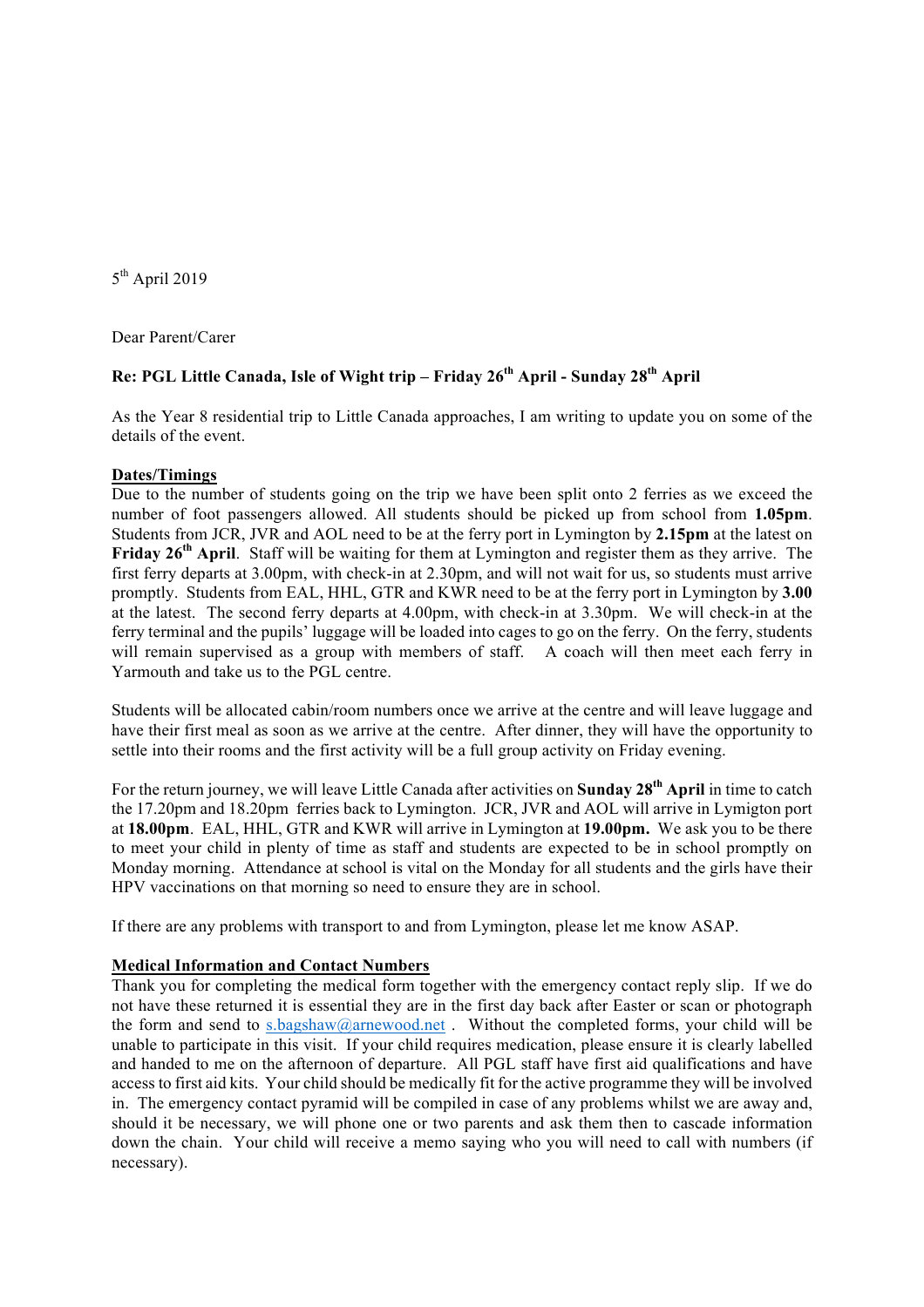5th April 2019

Dear Parent/Carer

**Re: PGL Little Canada, Isle of Wight trip – Friday 26th April - Sunday 28th April**

As the Year 8 residential trip to Little Canada approaches, I am writing to update you on some of the details of the event.

**Dates/Timings**

Due to the number of students going on the trip we have been split onto 2 ferries as we exceed the number of foot passengers allowed. All students should be picked up from school from **1.05pm**. Students from JCR, JVR and AOL need to be at the ferry port in Lymington by **2.15pm** at the latest on **Friday 26th April**. Staff will be waiting for them at Lymington and register them as they arrive. The first ferry departs at 3.00pm, with check-in at 2.30pm, and will not wait for us, so students must arrive promptly. Students from EAL, HHL, GTR and KWR need to be at the ferry port in Lymington by **3.00** at the latest. The second ferry departs at 4.00pm, with check-in at 3.30pm. We will check-in at the ferry terminal and the pupils' luggage will be loaded into cages to go on the ferry. On the ferry, students will remain supervised as a group with members of staff. A coach will then meet each ferry in Yarmouth and take us to the PGL centre.

Students will be allocated cabin/room numbers once we arrive at the centre and will leave luggage and have their first meal as soon as we arrive at the centre. After dinner, they will have the opportunity to settle into their rooms and the first activity will be a full group activity on Friday evening.

For the return journey, we will leave Little Canada after activities on **Sunday 28th April** in time to catch the 17.20pm and 18.20pm ferries back to Lymington. JCR, JVR and AOL will arrive in Lymigton port at **18.00pm**. EAL, HHL, GTR and KWR will arrive in Lymington at **19.00pm.** We ask you to be there to meet your child in plenty of time as staff and students are expected to be in school promptly on Monday morning. Attendance at school is vital on the Monday for all students and the girls have their HPV vaccinations on that morning so need to ensure they are in school.

If there are any problems with transport to and from Lymington, please let me know ASAP.

**Medical Information and Contact Numbers**

Thank you for completing the medical form together with the emergency contact reply slip. If we do not have these returned it is essential they are in the first day back after Easter or scan or photograph the form and send to s.bagshaw@arnewood.net . Without the completed forms, your child will be unable to participate in this visit. If your child requires medication, please ensure it is clearly labelled and handed to me on the afternoon of departure. All PGL staff have first aid qualifications and have access to first aid kits. Your child should be medically fit for the active programme they will be involved in. The emergency contact pyramid will be compiled in case of any problems whilst we are away and, should it be necessary, we will phone one or two parents and ask them then to cascade information down the chain. Your child will receive a memo saying who you will need to call with numbers (if necessary).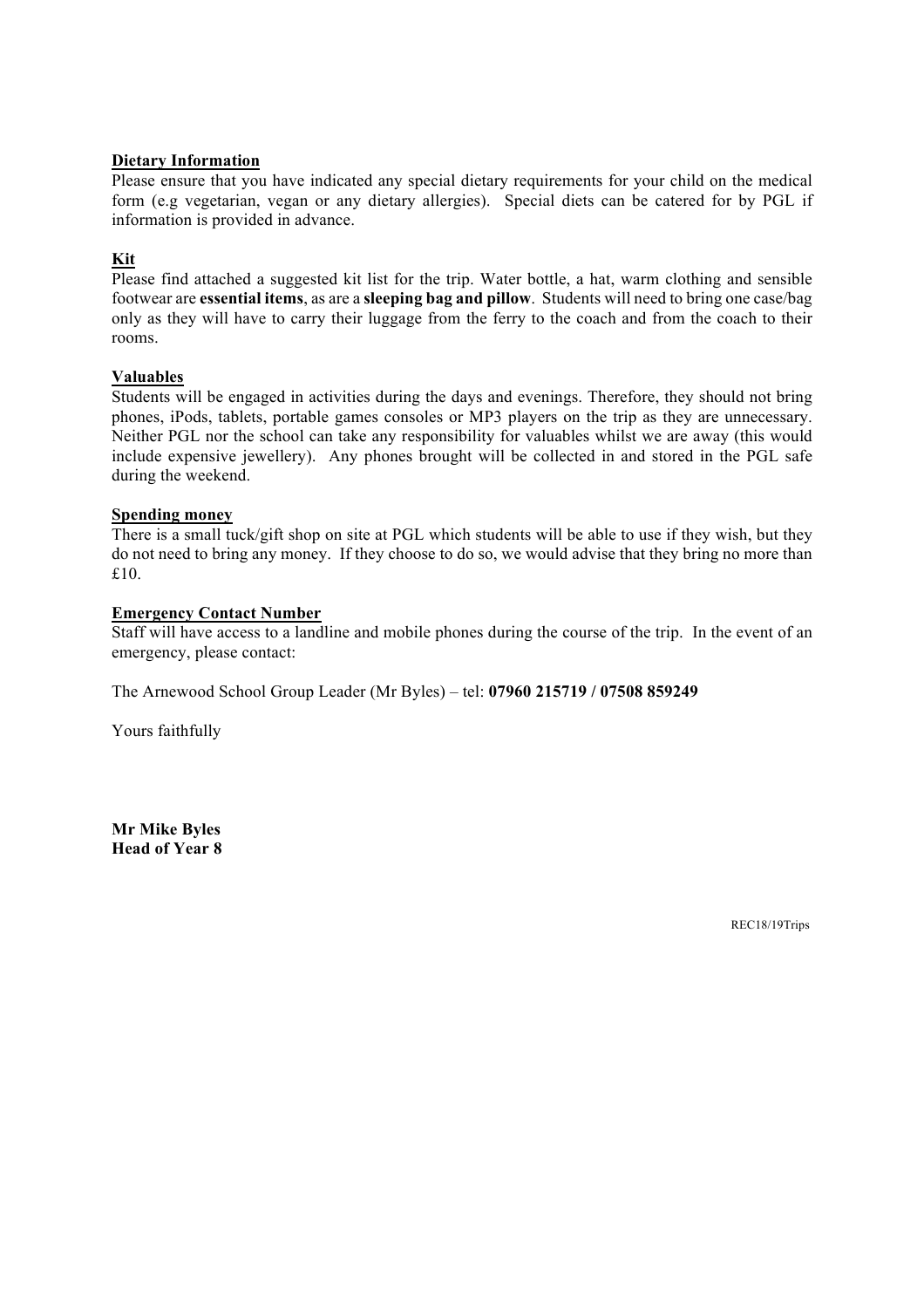**Dietary Information**
Please ensure that you have indicated any special dietary requirements for your child on the medical form (e.g vegetarian, vegan or any dietary allergies). Special diets can be catered for by PGL if information is provided in advance.

**Kit**
Please find attached a suggested kit list for the trip. Water bottle, a hat, warm clothing and sensible footwear are **essential items**, as are a **sleeping bag and pillow**. Students will need to bring one case/bag only as they will have to carry their luggage from the ferry to the coach and from the coach to their rooms.

**Valuables**
Students will be engaged in activities during the days and evenings. Therefore, they should not bring phones, iPods, tablets, portable games consoles or MP3 players on the trip as they are unnecessary. Neither PGL nor the school can take any responsibility for valuables whilst we are away (this would include expensive jewellery). Any phones brought will be collected in and stored in the PGL safe during the weekend.

**Spending money**
There is a small tuck/gift shop on site at PGL which students will be able to use if they wish, but they do not need to bring any money. If they choose to do so, we would advise that they bring no more than £10.

**Emergency Contact Number**
Staff will have access to a landline and mobile phones during the course of the trip. In the event of an emergency, please contact:

The Arnewood School Group Leader (Mr Byles) – tel: **07960 215719 / 07508 859249**

Yours faithfully

**Mr Mike Byles**
**Head of Year 8**

REC18/19Trips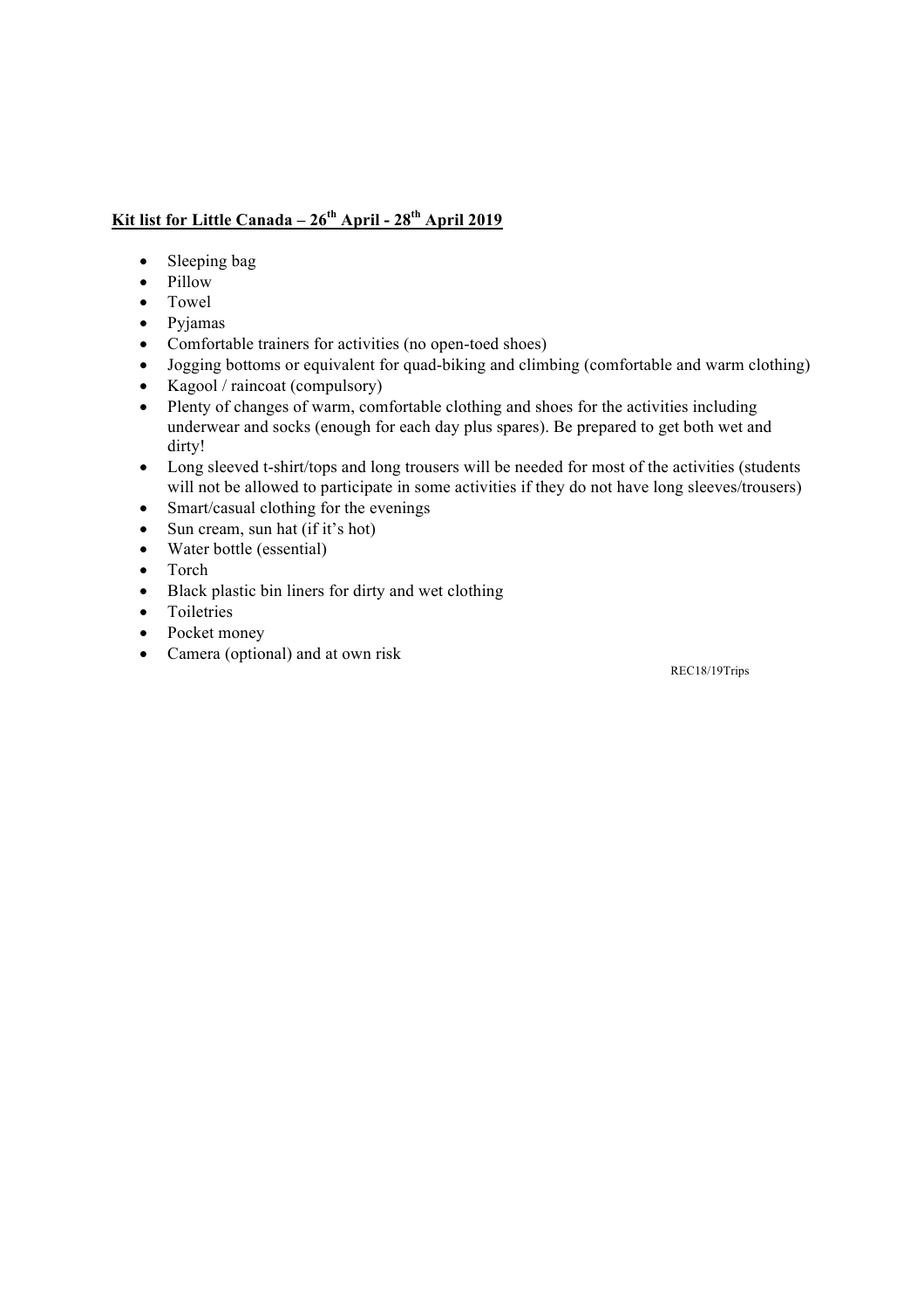**Kit list for Little Canada – 26th April - 28th April 2019**

- Sleeping bag
- Pillow
- Towel
- Pyjamas
- Comfortable trainers for activities (no open-toed shoes)
- Jogging bottoms or equivalent for quad-biking and climbing (comfortable and warm clothing)
- Kagool / raincoat (compulsory)
- Plenty of changes of warm, comfortable clothing and shoes for the activities including underwear and socks (enough for each day plus spares). Be prepared to get both wet and dirty!
- Long sleeved t-shirt/tops and long trousers will be needed for most of the activities (students will not be allowed to participate in some activities if they do not have long sleeves/trousers)
- Smart/casual clothing for the evenings
- Sun cream, sun hat (if it's hot)
- Water bottle (essential)
- Torch
- Black plastic bin liners for dirty and wet clothing
- Toiletries
- Pocket money
- Camera (optional) and at own risk

REC18/19Trips